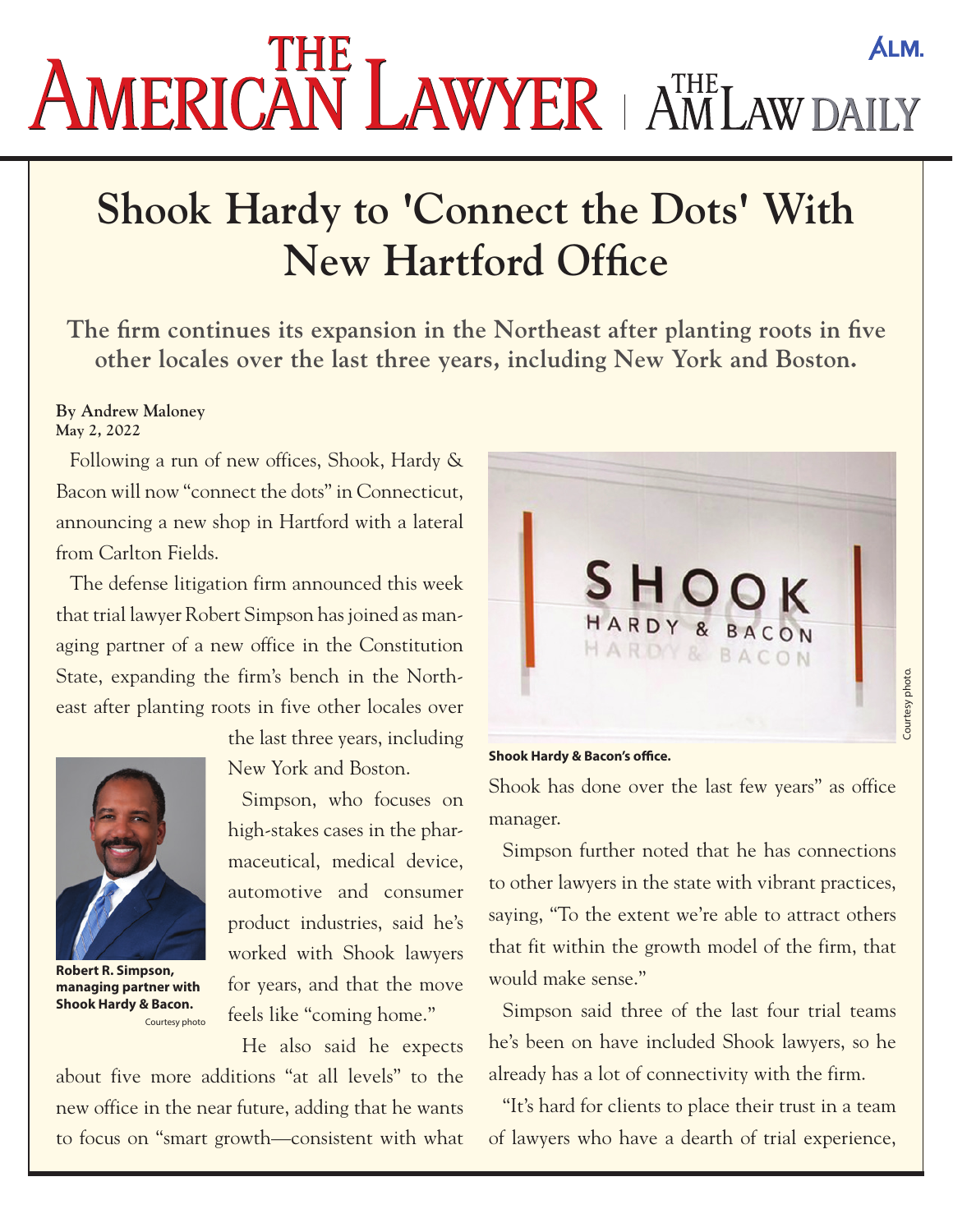# Shook Hardy to 'Connect the Dots' With New Hartford Office

**The firm continues its expansion in the Northeast after planting roots in five other locales over the last three years, including New York and Boston.**

**By Andrew Maloney**
**May 2, 2022**

Following a run of new offices, Shook, Hardy & Bacon will now "connect the dots" in Connecticut, announcing a new shop in Hartford with a lateral from Carlton Fields.

The defense litigation firm announced this week that trial lawyer Robert Simpson has joined as managing partner of a new office in the Constitution State, expanding the firm's bench in the Northeast after planting roots in five other locales over the last three years, including New York and Boston.

**Robert R. Simpson, managing partner with Shook Hardy & Bacon.**
Courtesy photo

Simpson, who focuses on high-stakes cases in the pharmaceutical, medical device, automotive and consumer product industries, said he's worked with Shook lawyers for years, and that the move feels like "coming home."

He also said he expects about five more additions "at all levels" to the new office in the near future, adding that he wants to focus on "smart growth—consistent with what Shook has done over the last few years" as office manager.

**Shook Hardy & Bacon's office.**
Courtesy photo.

Simpson further noted that he has connections to other lawyers in the state with vibrant practices, saying, "To the extent we're able to attract others that fit within the growth model of the firm, that would make sense."

Simpson said three of the last four trial teams he's been on have included Shook lawyers, so he already has a lot of connectivity with the firm.

"It's hard for clients to place their trust in a team of lawyers who have a dearth of trial experience,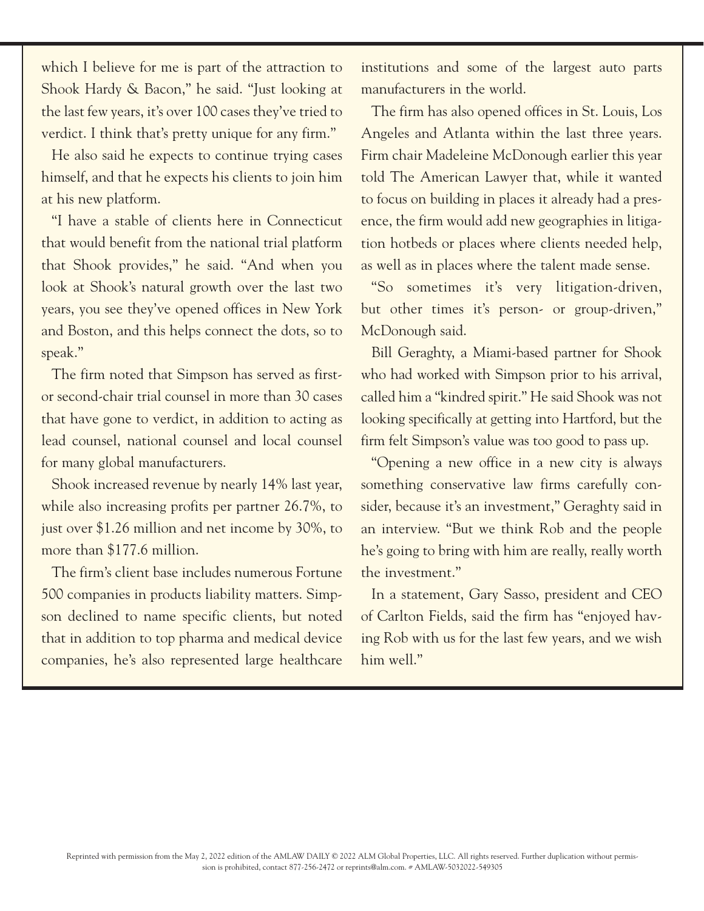which I believe for me is part of the attraction to Shook Hardy & Bacon," he said. "Just looking at the last few years, it's over 100 cases they've tried to verdict. I think that's pretty unique for any firm."

He also said he expects to continue trying cases himself, and that he expects his clients to join him at his new platform.

"I have a stable of clients here in Connecticut that would benefit from the national trial platform that Shook provides," he said. "And when you look at Shook's natural growth over the last two years, you see they've opened offices in New York and Boston, and this helps connect the dots, so to speak."

The firm noted that Simpson has served as first- or second-chair trial counsel in more than 30 cases that have gone to verdict, in addition to acting as lead counsel, national counsel and local counsel for many global manufacturers.

Shook increased revenue by nearly 14% last year, while also increasing profits per partner 26.7%, to just over $1.26 million and net income by 30%, to more than $177.6 million.

The firm's client base includes numerous Fortune 500 companies in products liability matters. Simpson declined to name specific clients, but noted that in addition to top pharma and medical device companies, he's also represented large healthcare institutions and some of the largest auto parts manufacturers in the world.

The firm has also opened offices in St. Louis, Los Angeles and Atlanta within the last three years. Firm chair Madeleine McDonough earlier this year told The American Lawyer that, while it wanted to focus on building in places it already had a presence, the firm would add new geographies in litigation hotbeds or places where clients needed help, as well as in places where the talent made sense.

"So sometimes it's very litigation-driven, but other times it's person- or group-driven," McDonough said.

Bill Geraghty, a Miami-based partner for Shook who had worked with Simpson prior to his arrival, called him a "kindred spirit." He said Shook was not looking specifically at getting into Hartford, but the firm felt Simpson's value was too good to pass up.

"Opening a new office in a new city is always something conservative law firms carefully consider, because it's an investment," Geraghty said in an interview. "But we think Rob and the people he's going to bring with him are really, really worth the investment."

In a statement, Gary Sasso, president and CEO of Carlton Fields, said the firm has "enjoyed having Rob with us for the last few years, and we wish him well."

Reprinted with permission from the May 2, 2022 edition of the AMLAW DAILY © 2022 ALM Global Properties, LLC. All rights reserved. Further duplication without permission is prohibited, contact 877-256-2472 or reprints@alm.com. # AMLAW-5032022-549305